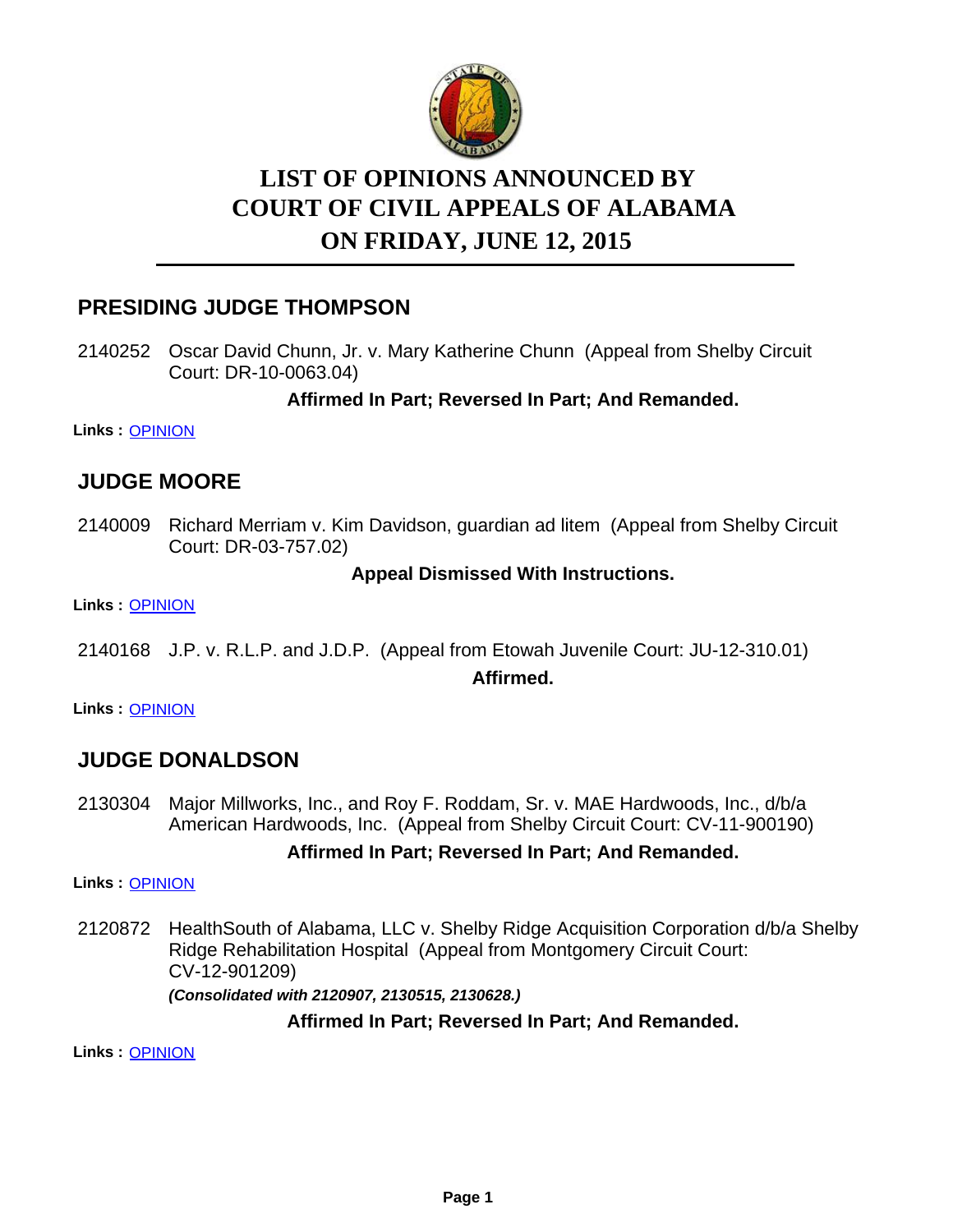# LIST OF OPINIONS ANNOUNCED BY COURT OF CIVIL APPEALS OF ALABAMA ON FRIDAY, JUNE 12, 2015

## PRESIDING JUDGE THOMPSON

2140252 Oscar David Chunn, Jr. v. Mary Katherine Chunn (Appeal from Shelby Circuit Court: DR-10-0063.04)

**Affirmed In Part; Reversed In Part; And Remanded.**

**Links :** OPINION

## JUDGE MOORE

2140009 Richard Merriam v. Kim Davidson, guardian ad litem (Appeal from Shelby Circuit Court: DR-03-757.02)

**Appeal Dismissed With Instructions.**

**Links :** OPINION

2140168 J.P. v. R.L.P. and J.D.P. (Appeal from Etowah Juvenile Court: JU-12-310.01)

**Affirmed.**

**Links :** OPINION

## JUDGE DONALDSON

2130304 Major Millworks, Inc., and Roy F. Roddam, Sr. v. MAE Hardwoods, Inc., d/b/a American Hardwoods, Inc. (Appeal from Shelby Circuit Court: CV-11-900190)

**Affirmed In Part; Reversed In Part; And Remanded.**

**Links :** OPINION

2120872 HealthSouth of Alabama, LLC v. Shelby Ridge Acquisition Corporation d/b/a Shelby Ridge Rehabilitation Hospital (Appeal from Montgomery Circuit Court: CV-12-901209)

***(Consolidated with 2120907, 2130515, 2130628.)***

**Affirmed In Part; Reversed In Part; And Remanded.**

**Links :** OPINION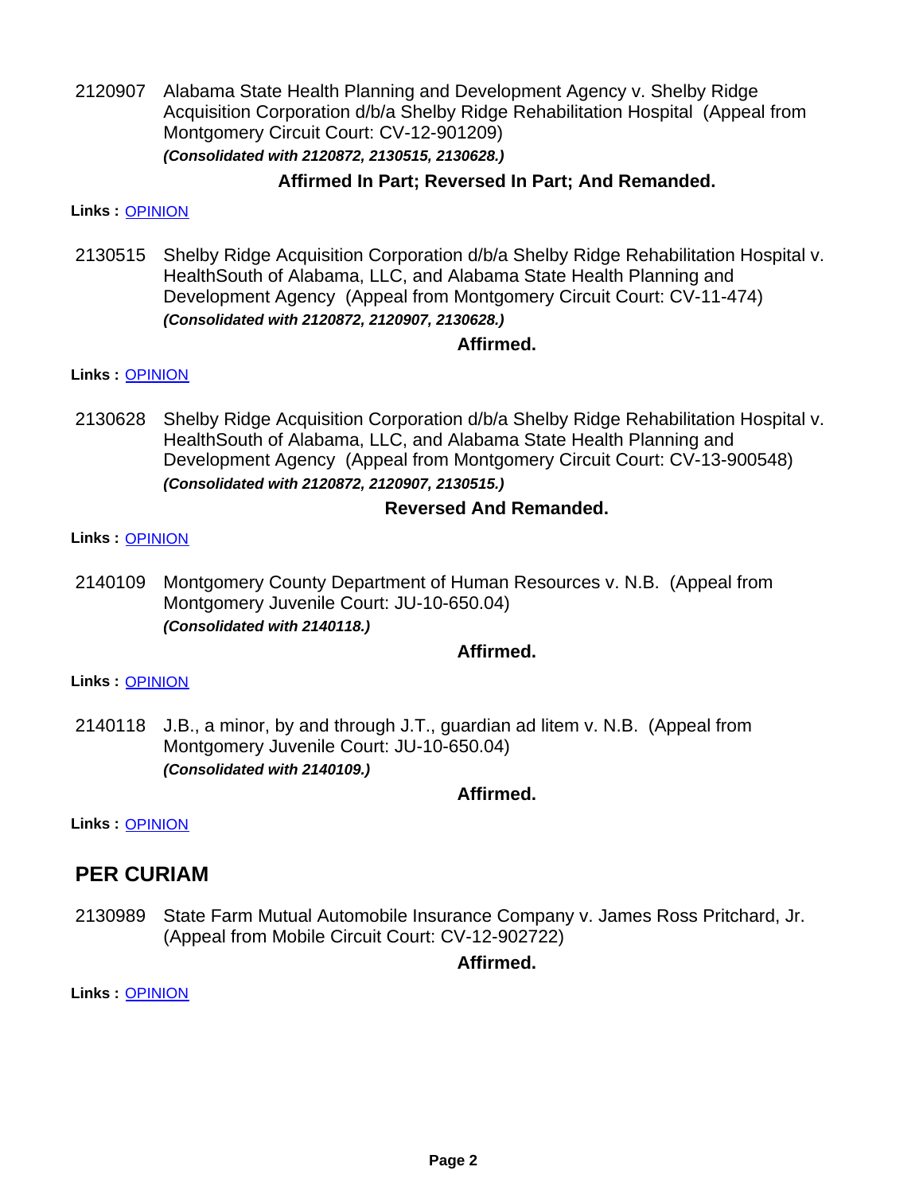2120907 Alabama State Health Planning and Development Agency v. Shelby Ridge Acquisition Corporation d/b/a Shelby Ridge Rehabilitation Hospital (Appeal from Montgomery Circuit Court: CV-12-901209)
***(Consolidated with 2120872, 2130515, 2130628.)***

**Affirmed In Part; Reversed In Part; And Remanded.**

**Links :** OPINION

2130515 Shelby Ridge Acquisition Corporation d/b/a Shelby Ridge Rehabilitation Hospital v. HealthSouth of Alabama, LLC, and Alabama State Health Planning and Development Agency (Appeal from Montgomery Circuit Court: CV-11-474)
***(Consolidated with 2120872, 2120907, 2130628.)***

**Affirmed.**

**Links :** OPINION

2130628 Shelby Ridge Acquisition Corporation d/b/a Shelby Ridge Rehabilitation Hospital v. HealthSouth of Alabama, LLC, and Alabama State Health Planning and Development Agency (Appeal from Montgomery Circuit Court: CV-13-900548)
***(Consolidated with 2120872, 2120907, 2130515.)***

**Reversed And Remanded.**

**Links :** OPINION

2140109 Montgomery County Department of Human Resources v. N.B. (Appeal from Montgomery Juvenile Court: JU-10-650.04)
***(Consolidated with 2140118.)***

**Affirmed.**

**Links :** OPINION

2140118 J.B., a minor, by and through J.T., guardian ad litem v. N.B. (Appeal from Montgomery Juvenile Court: JU-10-650.04)
***(Consolidated with 2140109.)***

**Affirmed.**

**Links :** OPINION

## PER CURIAM

2130989 State Farm Mutual Automobile Insurance Company v. James Ross Pritchard, Jr. (Appeal from Mobile Circuit Court: CV-12-902722)

**Affirmed.**

**Links :** OPINION